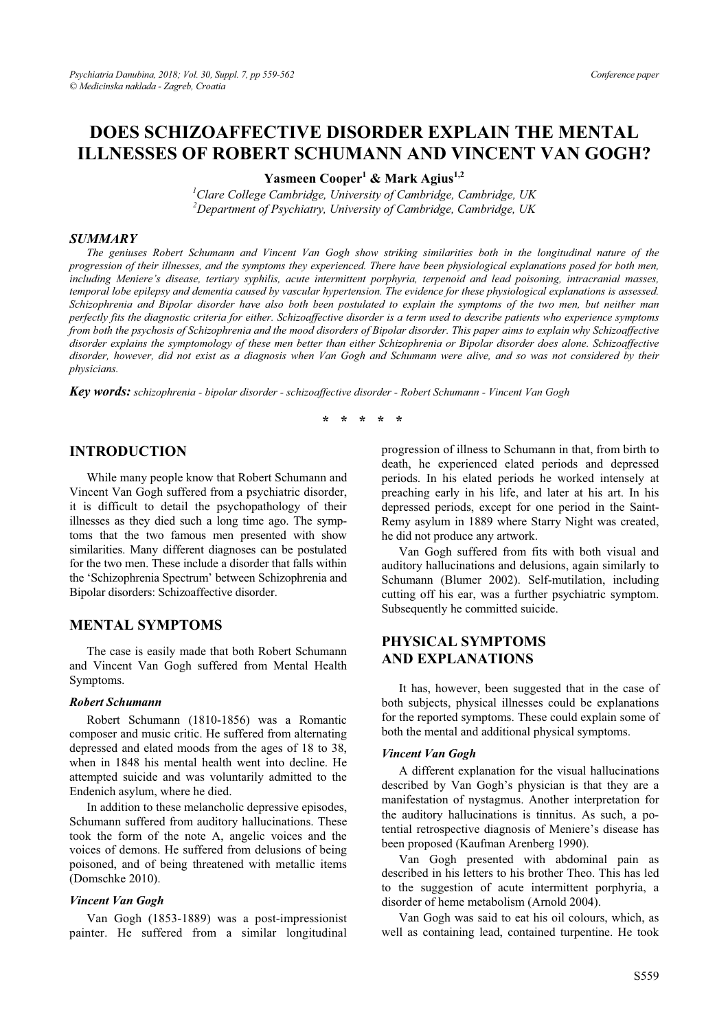# DOES SCHIZOAFFECTIVE DISORDER EXPLAIN THE MENTAL ILLNESSES OF ROBERT SCHUMANN AND VINCENT VAN GOGH?

**Yasmeen Cooper[1] & Mark Agius[1,2]**

[1]*Clare College Cambridge, University of Cambridge, Cambridge, UK*
[2]*Department of Psychiatry, University of Cambridge, Cambridge, UK*

### *SUMMARY*

*The geniuses Robert Schumann and Vincent Van Gogh show striking similarities both in the longitudinal nature of the progression of their illnesses, and the symptoms they experienced. There have been physiological explanations posed for both men, including Meniere's disease, tertiary syphilis, acute intermittent porphyria, terpenoid and lead poisoning, intracranial masses, temporal lobe epilepsy and dementia caused by vascular hypertension. The evidence for these physiological explanations is assessed. Schizophrenia and Bipolar disorder have also both been postulated to explain the symptoms of the two men, but neither man perfectly fits the diagnostic criteria for either. Schizoaffective disorder is a term used to describe patients who experience symptoms from both the psychosis of Schizophrenia and the mood disorders of Bipolar disorder. This paper aims to explain why Schizoaffective disorder explains the symptomology of these men better than either Schizophrenia or Bipolar disorder does alone. Schizoaffective disorder, however, did not exist as a diagnosis when Van Gogh and Schumann were alive, and so was not considered by their physicians.*

***Key words:*** *schizophrenia - bipolar disorder - schizoaffective disorder - Robert Schumann - Vincent Van Gogh*

\* \* \* \* \*

## INTRODUCTION

While many people know that Robert Schumann and Vincent Van Gogh suffered from a psychiatric disorder, it is difficult to detail the psychopathology of their illnesses as they died such a long time ago. The symptoms that the two famous men presented with show similarities. Many different diagnoses can be postulated for the two men. These include a disorder that falls within the 'Schizophrenia Spectrum' between Schizophrenia and Bipolar disorders: Schizoaffective disorder.

## MENTAL SYMPTOMS

The case is easily made that both Robert Schumann and Vincent Van Gogh suffered from Mental Health Symptoms.

### *Robert Schumann*

Robert Schumann (1810-1856) was a Romantic composer and music critic. He suffered from alternating depressed and elated moods from the ages of 18 to 38, when in 1848 his mental health went into decline. He attempted suicide and was voluntarily admitted to the Endenich asylum, where he died.

In addition to these melancholic depressive episodes, Schumann suffered from auditory hallucinations. These took the form of the note A, angelic voices and the voices of demons. He suffered from delusions of being poisoned, and of being threatened with metallic items (Domschke 2010).

### *Vincent Van Gogh*

Van Gogh (1853-1889) was a post-impressionist painter. He suffered from a similar longitudinal progression of illness to Schumann in that, from birth to death, he experienced elated periods and depressed periods. In his elated periods he worked intensely at preaching early in his life, and later at his art. In his depressed periods, except for one period in the Saint-Remy asylum in 1889 where Starry Night was created, he did not produce any artwork.

Van Gogh suffered from fits with both visual and auditory hallucinations and delusions, again similarly to Schumann (Blumer 2002). Self-mutilation, including cutting off his ear, was a further psychiatric symptom. Subsequently he committed suicide.

## PHYSICAL SYMPTOMS AND EXPLANATIONS

It has, however, been suggested that in the case of both subjects, physical illnesses could be explanations for the reported symptoms. These could explain some of both the mental and additional physical symptoms.

### *Vincent Van Gogh*

A different explanation for the visual hallucinations described by Van Gogh's physician is that they are a manifestation of nystagmus. Another interpretation for the auditory hallucinations is tinnitus. As such, a potential retrospective diagnosis of Meniere's disease has been proposed (Kaufman Arenberg 1990).

Van Gogh presented with abdominal pain as described in his letters to his brother Theo. This has led to the suggestion of acute intermittent porphyria, a disorder of heme metabolism (Arnold 2004).

Van Gogh was said to eat his oil colours, which, as well as containing lead, contained turpentine. He took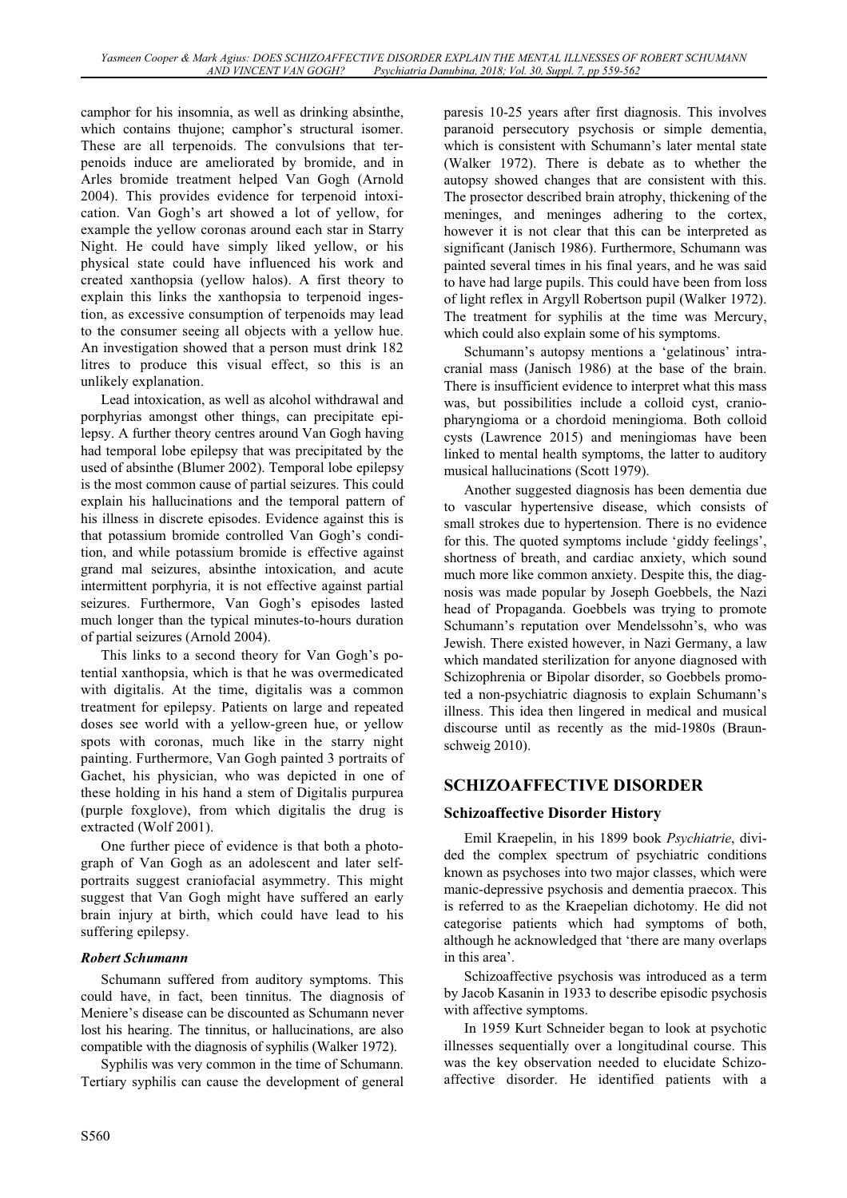camphor for his insomnia, as well as drinking absinthe, which contains thujone; camphor's structural isomer. These are all terpenoids. The convulsions that terpenoids induce are ameliorated by bromide, and in Arles bromide treatment helped Van Gogh (Arnold 2004). This provides evidence for terpenoid intoxication. Van Gogh's art showed a lot of yellow, for example the yellow coronas around each star in Starry Night. He could have simply liked yellow, or his physical state could have influenced his work and created xanthopsia (yellow halos). A first theory to explain this links the xanthopsia to terpenoid ingestion, as excessive consumption of terpenoids may lead to the consumer seeing all objects with a yellow hue. An investigation showed that a person must drink 182 litres to produce this visual effect, so this is an unlikely explanation.

Lead intoxication, as well as alcohol withdrawal and porphyrias amongst other things, can precipitate epilepsy. A further theory centres around Van Gogh having had temporal lobe epilepsy that was precipitated by the used of absinthe (Blumer 2002). Temporal lobe epilepsy is the most common cause of partial seizures. This could explain his hallucinations and the temporal pattern of his illness in discrete episodes. Evidence against this is that potassium bromide controlled Van Gogh's condition, and while potassium bromide is effective against grand mal seizures, absinthe intoxication, and acute intermittent porphyria, it is not effective against partial seizures. Furthermore, Van Gogh's episodes lasted much longer than the typical minutes-to-hours duration of partial seizures (Arnold 2004).

This links to a second theory for Van Gogh's potential xanthopsia, which is that he was overmedicated with digitalis. At the time, digitalis was a common treatment for epilepsy. Patients on large and repeated doses see world with a yellow-green hue, or yellow spots with coronas, much like in the starry night painting. Furthermore, Van Gogh painted 3 portraits of Gachet, his physician, who was depicted in one of these holding in his hand a stem of Digitalis purpurea (purple foxglove), from which digitalis the drug is extracted (Wolf 2001).

One further piece of evidence is that both a photograph of Van Gogh as an adolescent and later self-portraits suggest craniofacial asymmetry. This might suggest that Van Gogh might have suffered an early brain injury at birth, which could have lead to his suffering epilepsy.

### *Robert Schumann*

Schumann suffered from auditory symptoms. This could have, in fact, been tinnitus. The diagnosis of Meniere's disease can be discounted as Schumann never lost his hearing. The tinnitus, or hallucinations, are also compatible with the diagnosis of syphilis (Walker 1972).

Syphilis was very common in the time of Schumann. Tertiary syphilis can cause the development of general paresis 10-25 years after first diagnosis. This involves paranoid persecutory psychosis or simple dementia, which is consistent with Schumann's later mental state (Walker 1972). There is debate as to whether the autopsy showed changes that are consistent with this. The prosector described brain atrophy, thickening of the meninges, and meninges adhering to the cortex, however it is not clear that this can be interpreted as significant (Janisch 1986). Furthermore, Schumann was painted several times in his final years, and he was said to have had large pupils. This could have been from loss of light reflex in Argyll Robertson pupil (Walker 1972). The treatment for syphilis at the time was Mercury, which could also explain some of his symptoms.

Schumann's autopsy mentions a 'gelatinous' intracranial mass (Janisch 1986) at the base of the brain. There is insufficient evidence to interpret what this mass was, but possibilities include a colloid cyst, craniopharyngioma or a chordoid meningioma. Both colloid cysts (Lawrence 2015) and meningiomas have been linked to mental health symptoms, the latter to auditory musical hallucinations (Scott 1979).

Another suggested diagnosis has been dementia due to vascular hypertensive disease, which consists of small strokes due to hypertension. There is no evidence for this. The quoted symptoms include 'giddy feelings', shortness of breath, and cardiac anxiety, which sound much more like common anxiety. Despite this, the diagnosis was made popular by Joseph Goebbels, the Nazi head of Propaganda. Goebbels was trying to promote Schumann's reputation over Mendelssohn's, who was Jewish. There existed however, in Nazi Germany, a law which mandated sterilization for anyone diagnosed with Schizophrenia or Bipolar disorder, so Goebbels promoted a non-psychiatric diagnosis to explain Schumann's illness. This idea then lingered in medical and musical discourse until as recently as the mid-1980s (Braunschweig 2010).

## SCHIZOAFFECTIVE DISORDER

### Schizoaffective Disorder History

Emil Kraepelin, in his 1899 book *Psychiatrie*, divided the complex spectrum of psychiatric conditions known as psychoses into two major classes, which were manic-depressive psychosis and dementia praecox. This is referred to as the Kraepelian dichotomy. He did not categorise patients which had symptoms of both, although he acknowledged that 'there are many overlaps in this area'.

Schizoaffective psychosis was introduced as a term by Jacob Kasanin in 1933 to describe episodic psychosis with affective symptoms.

In 1959 Kurt Schneider began to look at psychotic illnesses sequentially over a longitudinal course. This was the key observation needed to elucidate Schizoaffective disorder. He identified patients with a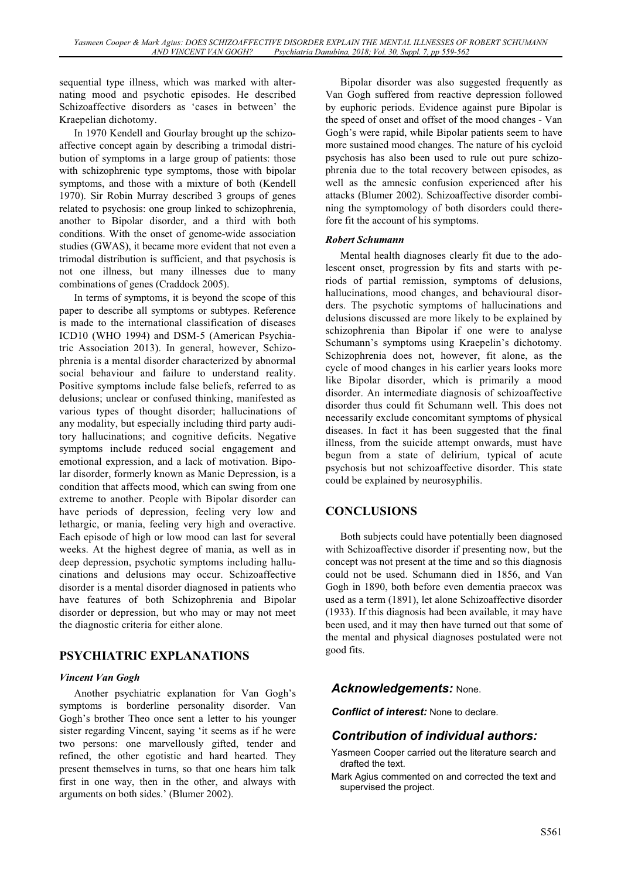sequential type illness, which was marked with alternating mood and psychotic episodes. He described Schizoaffective disorders as 'cases in between' the Kraepelian dichotomy.

In 1970 Kendell and Gourlay brought up the schizoaffective concept again by describing a trimodal distribution of symptoms in a large group of patients: those with schizophrenic type symptoms, those with bipolar symptoms, and those with a mixture of both (Kendell 1970). Sir Robin Murray described 3 groups of genes related to psychosis: one group linked to schizophrenia, another to Bipolar disorder, and a third with both conditions. With the onset of genome-wide association studies (GWAS), it became more evident that not even a trimodal distribution is sufficient, and that psychosis is not one illness, but many illnesses due to many combinations of genes (Craddock 2005).

In terms of symptoms, it is beyond the scope of this paper to describe all symptoms or subtypes. Reference is made to the international classification of diseases ICD10 (WHO 1994) and DSM-5 (American Psychiatric Association 2013). In general, however, Schizophrenia is a mental disorder characterized by abnormal social behaviour and failure to understand reality. Positive symptoms include false beliefs, referred to as delusions; unclear or confused thinking, manifested as various types of thought disorder; hallucinations of any modality, but especially including third party auditory hallucinations; and cognitive deficits. Negative symptoms include reduced social engagement and emotional expression, and a lack of motivation. Bipolar disorder, formerly known as Manic Depression, is a condition that affects mood, which can swing from one extreme to another. People with Bipolar disorder can have periods of depression, feeling very low and lethargic, or mania, feeling very high and overactive. Each episode of high or low mood can last for several weeks. At the highest degree of mania, as well as in deep depression, psychotic symptoms including hallucinations and delusions may occur. Schizoaffective disorder is a mental disorder diagnosed in patients who have features of both Schizophrenia and Bipolar disorder or depression, but who may or may not meet the diagnostic criteria for either alone.

## PSYCHIATRIC EXPLANATIONS

### *Vincent Van Gogh*

Another psychiatric explanation for Van Gogh's symptoms is borderline personality disorder. Van Gogh's brother Theo once sent a letter to his younger sister regarding Vincent, saying 'it seems as if he were two persons: one marvellously gifted, tender and refined, the other egotistic and hard hearted. They present themselves in turns, so that one hears him talk first in one way, then in the other, and always with arguments on both sides.' (Blumer 2002).

Bipolar disorder was also suggested frequently as Van Gogh suffered from reactive depression followed by euphoric periods. Evidence against pure Bipolar is the speed of onset and offset of the mood changes - Van Gogh's were rapid, while Bipolar patients seem to have more sustained mood changes. The nature of his cycloid psychosis has also been used to rule out pure schizophrenia due to the total recovery between episodes, as well as the amnesic confusion experienced after his attacks (Blumer 2002). Schizoaffective disorder combining the symptomology of both disorders could therefore fit the account of his symptoms.

### *Robert Schumann*

Mental health diagnoses clearly fit due to the adolescent onset, progression by fits and starts with periods of partial remission, symptoms of delusions, hallucinations, mood changes, and behavioural disorders. The psychotic symptoms of hallucinations and delusions discussed are more likely to be explained by schizophrenia than Bipolar if one were to analyse Schumann's symptoms using Kraepelin's dichotomy. Schizophrenia does not, however, fit alone, as the cycle of mood changes in his earlier years looks more like Bipolar disorder, which is primarily a mood disorder. An intermediate diagnosis of schizoaffective disorder thus could fit Schumann well. This does not necessarily exclude concomitant symptoms of physical diseases. In fact it has been suggested that the final illness, from the suicide attempt onwards, must have begun from a state of delirium, typical of acute psychosis but not schizoaffective disorder. This state could be explained by neurosyphilis.

## CONCLUSIONS

Both subjects could have potentially been diagnosed with Schizoaffective disorder if presenting now, but the concept was not present at the time and so this diagnosis could not be used. Schumann died in 1856, and Van Gogh in 1890, both before even dementia praecox was used as a term (1891), let alone Schizoaffective disorder (1933). If this diagnosis had been available, it may have been used, and it may then have turned out that some of the mental and physical diagnoses postulated were not good fits.

***Acknowledgements:*** None.

***Conflict of interest:*** None to declare.

***Contribution of individual authors:***

- Yasmeen Cooper carried out the literature search and drafted the text.
- Mark Agius commented on and corrected the text and supervised the project.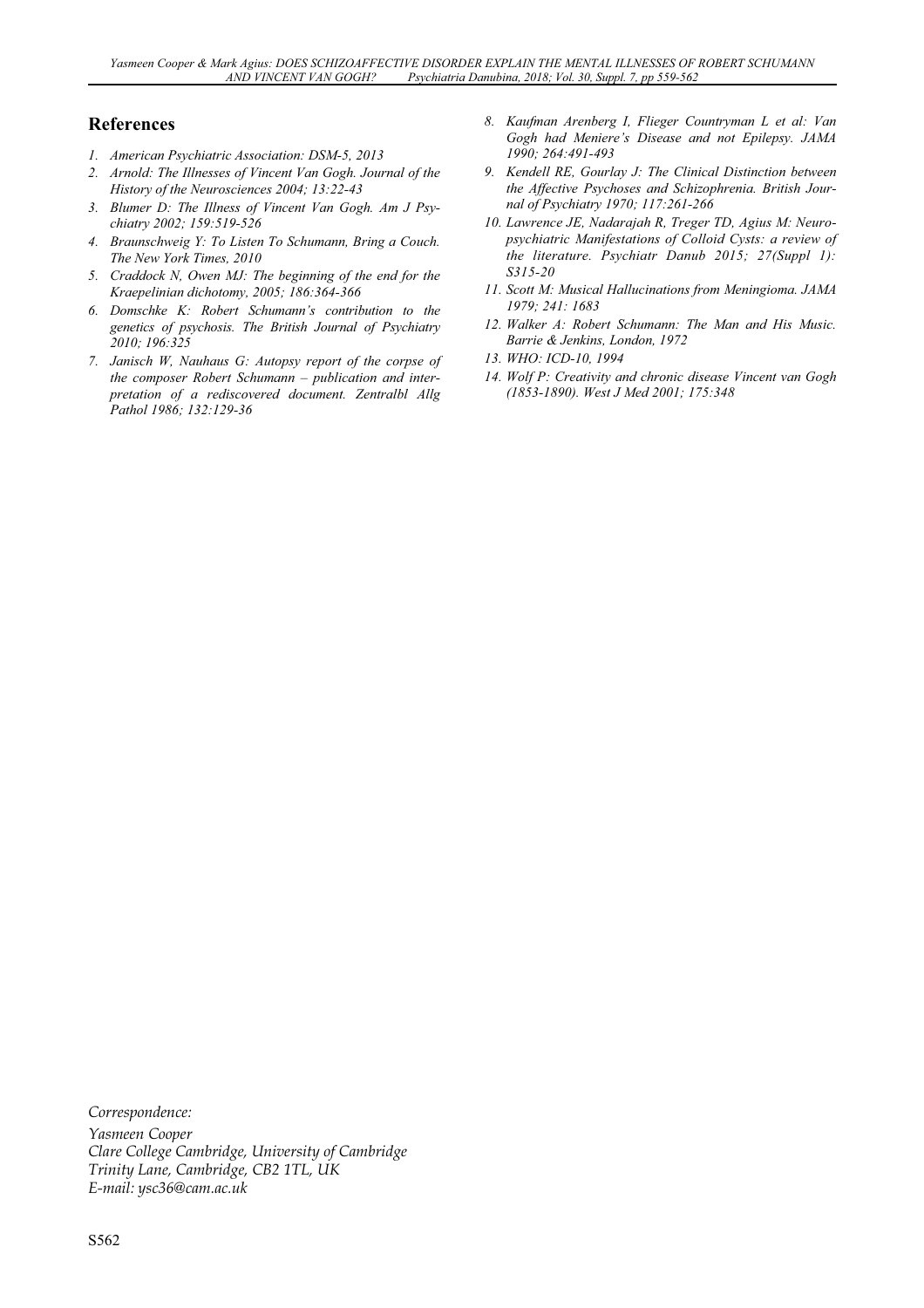## References

1. *American Psychiatric Association: DSM-5, 2013*
2. *Arnold: The Illnesses of Vincent Van Gogh. Journal of the History of the Neurosciences 2004; 13:22-43*
3. *Blumer D: The Illness of Vincent Van Gogh. Am J Psychiatry 2002; 159:519-526*
4. *Braunschweig Y: To Listen To Schumann, Bring a Couch. The New York Times, 2010*
5. *Craddock N, Owen MJ: The beginning of the end for the Kraepelinian dichotomy, 2005; 186:364-366*
6. *Domschke K: Robert Schumann's contribution to the genetics of psychosis. The British Journal of Psychiatry 2010; 196:325*
7. *Janisch W, Nauhaus G: Autopsy report of the corpse of the composer Robert Schumann – publication and interpretation of a rediscovered document. Zentralbl Allg Pathol 1986; 132:129-36*
8. *Kaufman Arenberg I, Flieger Countryman L et al: Van Gogh had Meniere's Disease and not Epilepsy. JAMA 1990; 264:491-493*
9. *Kendell RE, Gourlay J: The Clinical Distinction between the Affective Psychoses and Schizophrenia. British Journal of Psychiatry 1970; 117:261-266*
10. *Lawrence JE, Nadarajah R, Treger TD, Agius M: Neuropsychiatric Manifestations of Colloid Cysts: a review of the literature. Psychiatr Danub 2015; 27(Suppl 1): S315-20*
11. *Scott M: Musical Hallucinations from Meningioma. JAMA 1979; 241: 1683*
12. *Walker A: Robert Schumann: The Man and His Music. Barrie & Jenkins, London, 1972*
13. *WHO: ICD-10, 1994*
14. *Wolf P: Creativity and chronic disease Vincent van Gogh (1853-1890). West J Med 2001; 175:348*

*Correspondence:*
*Yasmeen Cooper*
*Clare College Cambridge, University of Cambridge*
*Trinity Lane, Cambridge, CB2 1TL, UK*
*E-mail: ysc36@cam.ac.uk*